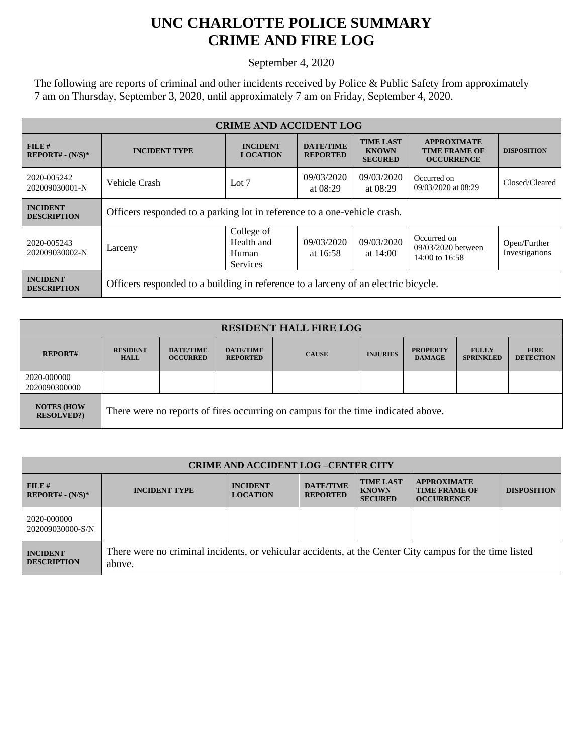# UNC CHARLOTTE POLICE SUMMARY
# CRIME AND FIRE LOG

September 4, 2020

The following are reports of criminal and other incidents received by Police & Public Safety from approximately 7 am on Thursday, September 3, 2020, until approximately 7 am on Friday, September 4, 2020.

| CRIME AND ACCIDENT LOG | | | | | | |
|---|---|---|---|---|---|---|
| **FILE # REPORT# - (N/S)*** | **INCIDENT TYPE** | **INCIDENT LOCATION** | **DATE/TIME REPORTED** | **TIME LAST KNOWN SECURED** | **APPROXIMATE TIME FRAME OF OCCURRENCE** | **DISPOSITION** |
| 2020-005242 202009030001-N | Vehicle Crash | Lot 7 | 09/03/2020 at 08:29 | 09/03/2020 at 08:29 | Occurred on 09/03/2020 at 08:29 | Closed/Cleared |
| **INCIDENT DESCRIPTION** | Officers responded to a parking lot in reference to a one-vehicle crash. | | | | | |
| 2020-005243 202009030002-N | Larceny | College of Health and Human Services | 09/03/2020 at 16:58 | 09/03/2020 at 14:00 | Occurred on 09/03/2020 between 14:00 to 16:58 | Open/Further Investigations |
| **INCIDENT DESCRIPTION** | Officers responded to a building in reference to a larceny of an electric bicycle. | | | | | |

| RESIDENT HALL FIRE LOG | | | | | | | | |
|---|---|---|---|---|---|---|---|---|
| **REPORT#** | **RESIDENT HALL** | **DATE/TIME OCCURRED** | **DATE/TIME REPORTED** | **CAUSE** | **INJURIES** | **PROPERTY DAMAGE** | **FULLY SPRINKLED** | **FIRE DETECTION** |
| 2020-000000 2020090300000 | | | | | | | | |
| **NOTES (HOW RESOLVED?)** | There were no reports of fires occurring on campus for the time indicated above. | | | | | | | |

| CRIME AND ACCIDENT LOG –CENTER CITY | | | | | | |
|---|---|---|---|---|---|---|
| **FILE # REPORT# - (N/S)*** | **INCIDENT TYPE** | **INCIDENT LOCATION** | **DATE/TIME REPORTED** | **TIME LAST KNOWN SECURED** | **APPROXIMATE TIME FRAME OF OCCURRENCE** | **DISPOSITION** |
| 2020-000000 202009030000-S/N | | | | | | |
| **INCIDENT DESCRIPTION** | There were no criminal incidents, or vehicular accidents, at the Center City campus for the time listed above. | | | | | |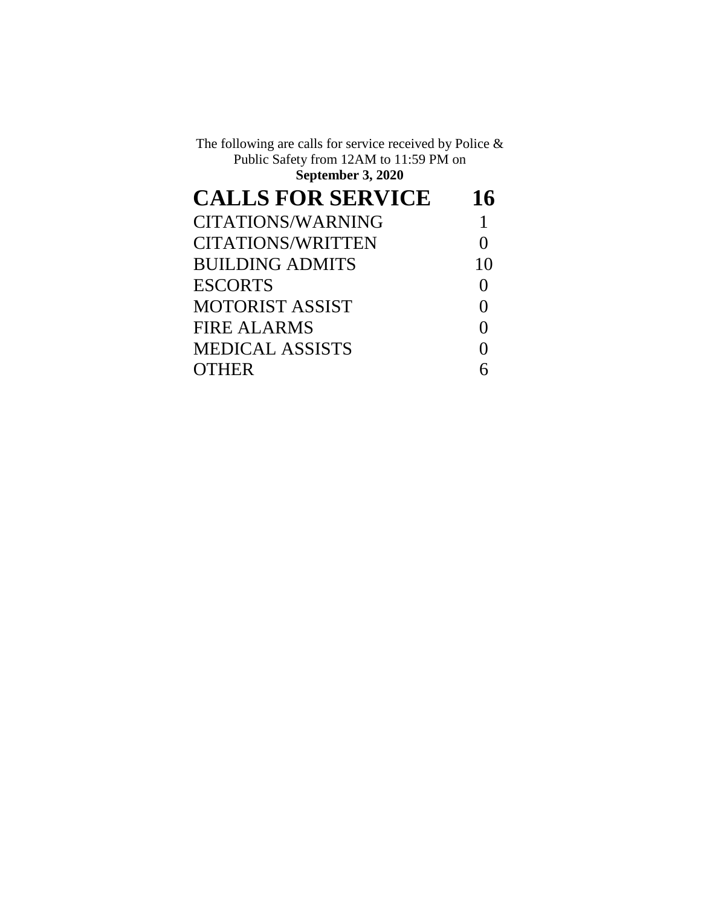The following are calls for service received by Police & Public Safety from 12AM to 11:59 PM on

**September 3, 2020**

| | |
|---|---|
| **CALLS FOR SERVICE** | **16** |
| CITATIONS/WARNING | 1 |
| CITATIONS/WRITTEN | 0 |
| BUILDING ADMITS | 10 |
| ESCORTS | 0 |
| MOTORIST ASSIST | 0 |
| FIRE ALARMS | 0 |
| MEDICAL ASSISTS | 0 |
| OTHER | 6 |